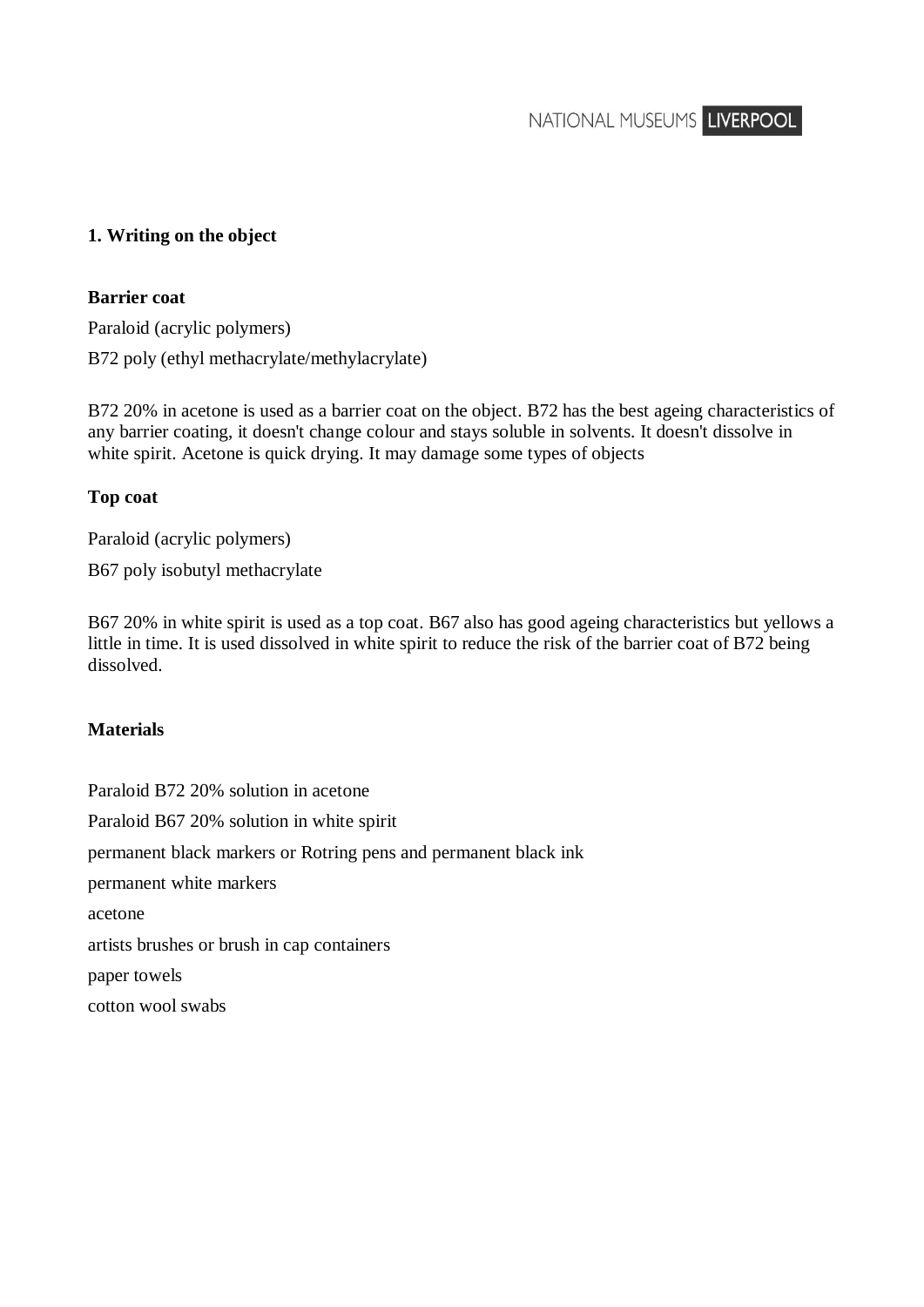## 1. Writing on the object

### Barrier coat

Paraloid (acrylic polymers)

B72 poly (ethyl methacrylate/methylacrylate)

B72 20% in acetone is used as a barrier coat on the object. B72 has the best ageing characteristics of any barrier coating, it doesn't change colour and stays soluble in solvents. It doesn't dissolve in white spirit. Acetone is quick drying. It may damage some types of objects

### Top coat

Paraloid (acrylic polymers)

B67 poly isobutyl methacrylate

B67 20% in white spirit is used as a top coat. B67 also has good ageing characteristics but yellows a little in time. It is used dissolved in white spirit to reduce the risk of the barrier coat of B72 being dissolved.

### Materials

Paraloid B72 20% solution in acetone

Paraloid B67 20% solution in white spirit

permanent black markers or Rotring pens and permanent black ink

permanent white markers

acetone

artists brushes or brush in cap containers

paper towels

cotton wool swabs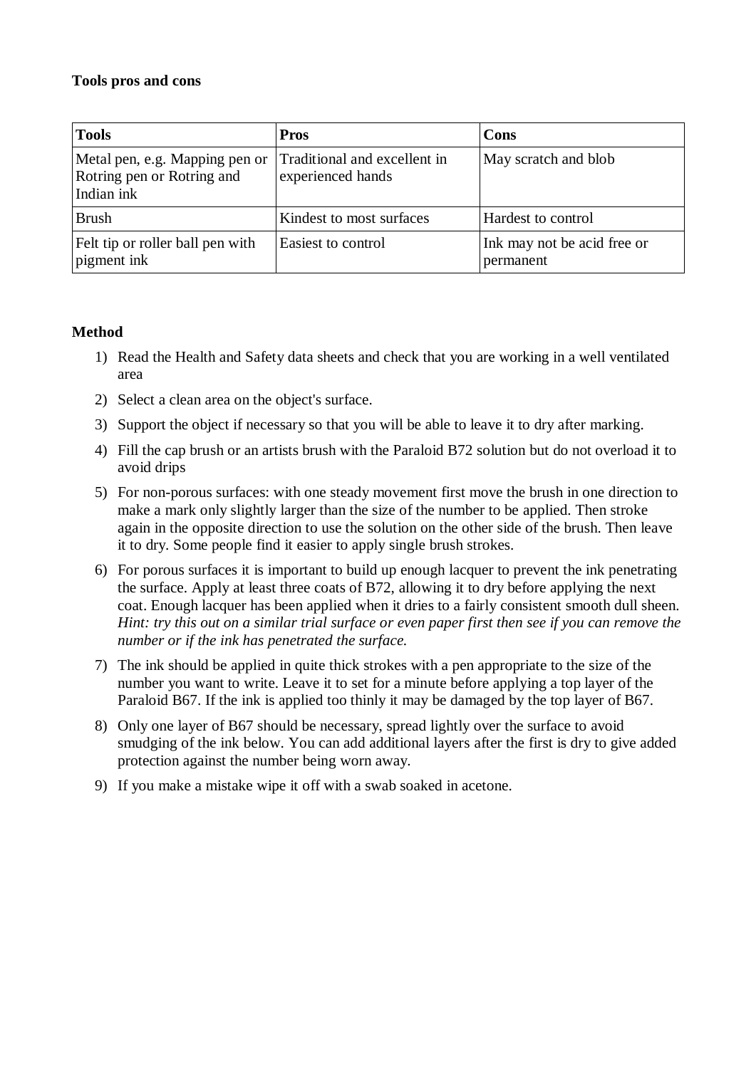**Tools pros and cons**

| Tools | Pros | Cons |
| --- | --- | --- |
| Metal pen, e.g. Mapping pen or Rotring pen or Rotring and Indian ink | Traditional and excellent in experienced hands | May scratch and blob |
| Brush | Kindest to most surfaces | Hardest to control |
| Felt tip or roller ball pen with pigment ink | Easiest to control | Ink may not be acid free or permanent |

**Method**

1) Read the Health and Safety data sheets and check that you are working in a well ventilated area
2) Select a clean area on the object's surface.
3) Support the object if necessary so that you will be able to leave it to dry after marking.
4) Fill the cap brush or an artists brush with the Paraloid B72 solution but do not overload it to avoid drips
5) For non-porous surfaces: with one steady movement first move the brush in one direction to make a mark only slightly larger than the size of the number to be applied. Then stroke again in the opposite direction to use the solution on the other side of the brush. Then leave it to dry. Some people find it easier to apply single brush strokes.
6) For porous surfaces it is important to build up enough lacquer to prevent the ink penetrating the surface. Apply at least three coats of B72, allowing it to dry before applying the next coat. Enough lacquer has been applied when it dries to a fairly consistent smooth dull sheen. *Hint: try this out on a similar trial surface or even paper first then see if you can remove the number or if the ink has penetrated the surface.*
7) The ink should be applied in quite thick strokes with a pen appropriate to the size of the number you want to write. Leave it to set for a minute before applying a top layer of the Paraloid B67. If the ink is applied too thinly it may be damaged by the top layer of B67.
8) Only one layer of B67 should be necessary, spread lightly over the surface to avoid smudging of the ink below. You can add additional layers after the first is dry to give added protection against the number being worn away.
9) If you make a mistake wipe it off with a swab soaked in acetone.